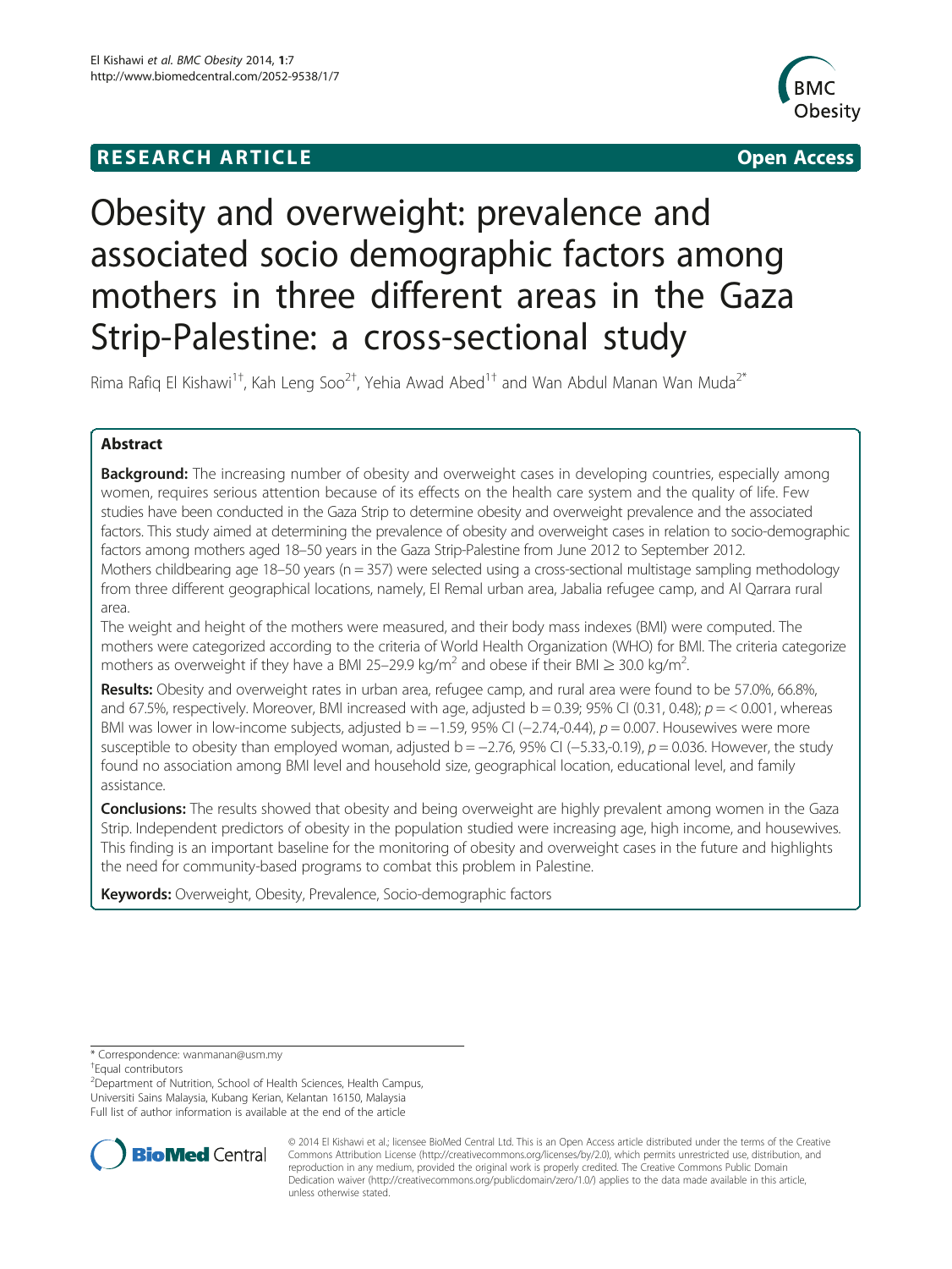**RESEARCH ARTICLE** **Open Access**

# Obesity and overweight: prevalence and associated socio demographic factors among mothers in three different areas in the Gaza Strip-Palestine: a cross-sectional study

Rima Rafiq El Kishawi[1†], Kah Leng Soo[2†], Yehia Awad Abed[1†] and Wan Abdul Manan Wan Muda[2*]

## Abstract

**Background:** The increasing number of obesity and overweight cases in developing countries, especially among women, requires serious attention because of its effects on the health care system and the quality of life. Few studies have been conducted in the Gaza Strip to determine obesity and overweight prevalence and the associated factors. This study aimed at determining the prevalence of obesity and overweight cases in relation to socio-demographic factors among mothers aged 18–50 years in the Gaza Strip-Palestine from June 2012 to September 2012.

Mothers childbearing age 18–50 years (n = 357) were selected using a cross-sectional multistage sampling methodology from three different geographical locations, namely, El Remal urban area, Jabalia refugee camp, and Al Qarrara rural area.

The weight and height of the mothers were measured, and their body mass indexes (BMI) were computed. The mothers were categorized according to the criteria of World Health Organization (WHO) for BMI. The criteria categorize mothers as overweight if they have a BMI 25–29.9 kg/m$^2$ and obese if their BMI ≥ 30.0 kg/m$^2$.

**Results:** Obesity and overweight rates in urban area, refugee camp, and rural area were found to be 57.0%, 66.8%, and 67.5%, respectively. Moreover, BMI increased with age, adjusted b = 0.39; 95% CI (0.31, 0.48); $p = < 0.001$, whereas BMI was lower in low-income subjects, adjusted b = −1.59, 95% CI (−2.74,-0.44), $p = 0.007$. Housewives were more susceptible to obesity than employed woman, adjusted b = −2.76, 95% CI (−5.33,-0.19), $p = 0.036$. However, the study found no association among BMI level and household size, geographical location, educational level, and family assistance.

**Conclusions:** The results showed that obesity and being overweight are highly prevalent among women in the Gaza Strip. Independent predictors of obesity in the population studied were increasing age, high income, and housewives. This finding is an important baseline for the monitoring of obesity and overweight cases in the future and highlights the need for community-based programs to combat this problem in Palestine.

**Keywords:** Overweight, Obesity, Prevalence, Socio-demographic factors

---

* Correspondence: wanmanan@usm.my

†Equal contributors

[2]Department of Nutrition, School of Health Sciences, Health Campus, Universiti Sains Malaysia, Kubang Kerian, Kelantan 16150, Malaysia

Full list of author information is available at the end of the article

© 2014 El Kishawi et al.; licensee BioMed Central Ltd. This is an Open Access article distributed under the terms of the Creative Commons Attribution License (http://creativecommons.org/licenses/by/2.0), which permits unrestricted use, distribution, and reproduction in any medium, provided the original work is properly credited. The Creative Commons Public Domain Dedication waiver (http://creativecommons.org/publicdomain/zero/1.0/) applies to the data made available in this article, unless otherwise stated.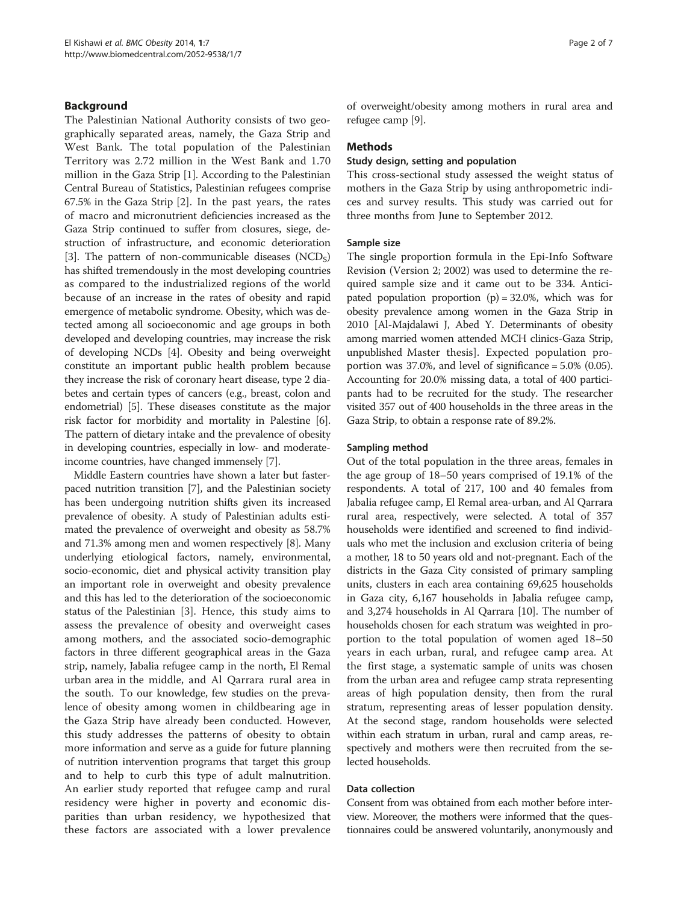## Background

The Palestinian National Authority consists of two geographically separated areas, namely, the Gaza Strip and West Bank. The total population of the Palestinian Territory was 2.72 million in the West Bank and 1.70 million in the Gaza Strip [1]. According to the Palestinian Central Bureau of Statistics, Palestinian refugees comprise 67.5% in the Gaza Strip [2]. In the past years, the rates of macro and micronutrient deficiencies increased as the Gaza Strip continued to suffer from closures, siege, destruction of infrastructure, and economic deterioration [3]. The pattern of non-communicable diseases ($NCD_S$) has shifted tremendously in the most developing countries as compared to the industrialized regions of the world because of an increase in the rates of obesity and rapid emergence of metabolic syndrome. Obesity, which was detected among all socioeconomic and age groups in both developed and developing countries, may increase the risk of developing NCDs [4]. Obesity and being overweight constitute an important public health problem because they increase the risk of coronary heart disease, type 2 diabetes and certain types of cancers (e.g., breast, colon and endometrial) [5]. These diseases constitute as the major risk factor for morbidity and mortality in Palestine [6]. The pattern of dietary intake and the prevalence of obesity in developing countries, especially in low- and moderate-income countries, have changed immensely [7].

Middle Eastern countries have shown a later but faster-paced nutrition transition [7], and the Palestinian society has been undergoing nutrition shifts given its increased prevalence of obesity. A study of Palestinian adults estimated the prevalence of overweight and obesity as 58.7% and 71.3% among men and women respectively [8]. Many underlying etiological factors, namely, environmental, socio-economic, diet and physical activity transition play an important role in overweight and obesity prevalence and this has led to the deterioration of the socioeconomic status of the Palestinian [3]. Hence, this study aims to assess the prevalence of obesity and overweight cases among mothers, and the associated socio-demographic factors in three different geographical areas in the Gaza strip, namely, Jabalia refugee camp in the north, El Remal urban area in the middle, and Al Qarrara rural area in the south. To our knowledge, few studies on the prevalence of obesity among women in childbearing age in the Gaza Strip have already been conducted. However, this study addresses the patterns of obesity to obtain more information and serve as a guide for future planning of nutrition intervention programs that target this group and to help to curb this type of adult malnutrition. An earlier study reported that refugee camp and rural residency were higher in poverty and economic disparities than urban residency, we hypothesized that these factors are associated with a lower prevalence of overweight/obesity among mothers in rural area and refugee camp [9].

## Methods

### Study design, setting and population

This cross-sectional study assessed the weight status of mothers in the Gaza Strip by using anthropometric indices and survey results. This study was carried out for three months from June to September 2012.

### Sample size

The single proportion formula in the Epi-Info Software Revision (Version 2; 2002) was used to determine the required sample size and it came out to be 334. Anticipated population proportion (p) = 32.0%, which was for obesity prevalence among women in the Gaza Strip in 2010 [Al-Majdalawi J, Abed Y. Determinants of obesity among married women attended MCH clinics-Gaza Strip, unpublished Master thesis]. Expected population proportion was 37.0%, and level of significance = 5.0% (0.05). Accounting for 20.0% missing data, a total of 400 participants had to be recruited for the study. The researcher visited 357 out of 400 households in the three areas in the Gaza Strip, to obtain a response rate of 89.2%.

### Sampling method

Out of the total population in the three areas, females in the age group of 18–50 years comprised of 19.1% of the respondents. A total of 217, 100 and 40 females from Jabalia refugee camp, El Remal area-urban, and Al Qarrara rural area, respectively, were selected. A total of 357 households were identified and screened to find individuals who met the inclusion and exclusion criteria of being a mother, 18 to 50 years old and not-pregnant. Each of the districts in the Gaza City consisted of primary sampling units, clusters in each area containing 69,625 households in Gaza city, 6,167 households in Jabalia refugee camp, and 3,274 households in Al Qarrara [10]. The number of households chosen for each stratum was weighted in proportion to the total population of women aged 18–50 years in each urban, rural, and refugee camp area. At the first stage, a systematic sample of units was chosen from the urban area and refugee camp strata representing areas of high population density, then from the rural stratum, representing areas of lesser population density. At the second stage, random households were selected within each stratum in urban, rural and camp areas, respectively and mothers were then recruited from the selected households.

### Data collection

Consent from was obtained from each mother before interview. Moreover, the mothers were informed that the questionnaires could be answered voluntarily, anonymously and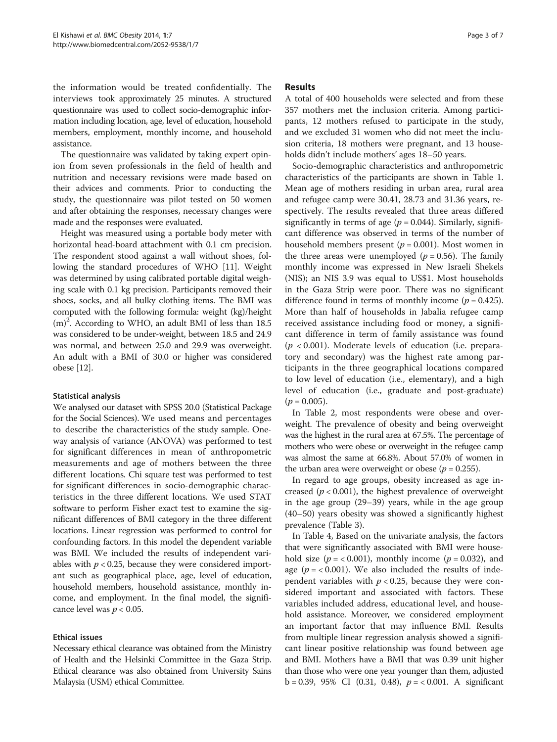the information would be treated confidentially. The interviews took approximately 25 minutes. A structured questionnaire was used to collect socio-demographic information including location, age, level of education, household members, employment, monthly income, and household assistance.

The questionnaire was validated by taking expert opinion from seven professionals in the field of health and nutrition and necessary revisions were made based on their advices and comments. Prior to conducting the study, the questionnaire was pilot tested on 50 women and after obtaining the responses, necessary changes were made and the responses were evaluated.

Height was measured using a portable body meter with horizontal head-board attachment with 0.1 cm precision. The respondent stood against a wall without shoes, following the standard procedures of WHO [11]. Weight was determined by using calibrated portable digital weighing scale with 0.1 kg precision. Participants removed their shoes, socks, and all bulky clothing items. The BMI was computed with the following formula: weight (kg)/height $(m)^2$. According to WHO, an adult BMI of less than 18.5 was considered to be under-weight, between 18.5 and 24.9 was normal, and between 25.0 and 29.9 was overweight. An adult with a BMI of 30.0 or higher was considered obese [12].

#### Statistical analysis

We analysed our dataset with SPSS 20.0 (Statistical Package for the Social Sciences). We used means and percentages to describe the characteristics of the study sample. One-way analysis of variance (ANOVA) was performed to test for significant differences in mean of anthropometric measurements and age of mothers between the three different locations. Chi square test was performed to test for significant differences in socio-demographic characteristics in the three different locations. We used STAT software to perform Fisher exact test to examine the significant differences of BMI category in the three different locations. Linear regression was performed to control for confounding factors. In this model the dependent variable was BMI. We included the results of independent variables with $p < 0.25$, because they were considered important such as geographical place, age, level of education, household members, household assistance, monthly income, and employment. In the final model, the significance level was $p < 0.05$.

#### Ethical issues

Necessary ethical clearance was obtained from the Ministry of Health and the Helsinki Committee in the Gaza Strip. Ethical clearance was also obtained from University Sains Malaysia (USM) ethical Committee.

## Results

A total of 400 households were selected and from these 357 mothers met the inclusion criteria. Among participants, 12 mothers refused to participate in the study, and we excluded 31 women who did not meet the inclusion criteria, 18 mothers were pregnant, and 13 households didn't include mothers' ages 18–50 years.

Socio-demographic characteristics and anthropometric characteristics of the participants are shown in Table 1. Mean age of mothers residing in urban area, rural area and refugee camp were 30.41, 28.73 and 31.36 years, respectively. The results revealed that three areas differed significantly in terms of age ($p = 0.044$). Similarly, significant difference was observed in terms of the number of household members present ($p = 0.001$). Most women in the three areas were unemployed ($p = 0.56$). The family monthly income was expressed in New Israeli Shekels (NIS); an NIS 3.9 was equal to US$1. Most households in the Gaza Strip were poor. There was no significant difference found in terms of monthly income ($p = 0.425$). More than half of households in Jabalia refugee camp received assistance including food or money, a significant difference in term of family assistance was found ($p < 0.001$). Moderate levels of education (i.e. preparatory and secondary) was the highest rate among participants in the three geographical locations compared to low level of education (i.e., elementary), and a high level of education (i.e., graduate and post-graduate) ($p = 0.005$).

In Table 2, most respondents were obese and overweight. The prevalence of obesity and being overweight was the highest in the rural area at 67.5%. The percentage of mothers who were obese or overweight in the refugee camp was almost the same at 66.8%. About 57.0% of women in the urban area were overweight or obese ($p = 0.255$).

In regard to age groups, obesity increased as age increased ($p < 0.001$), the highest prevalence of overweight in the age group (29–39) years, while in the age group (40–50) years obesity was showed a significantly highest prevalence (Table 3).

In Table 4, Based on the univariate analysis, the factors that were significantly associated with BMI were household size ($p = < 0.001$), monthly income ($p = 0.032$), and age ($p = < 0.001$). We also included the results of independent variables with $p < 0.25$, because they were considered important and associated with factors. These variables included address, educational level, and household assistance. Moreover, we considered employment an important factor that may influence BMI. Results from multiple linear regression analysis showed a significant linear positive relationship was found between age and BMI. Mothers have a BMI that was 0.39 unit higher than those who were one year younger than them, adjusted b = 0.39, 95% CI (0.31, 0.48), $p = < 0.001$. A significant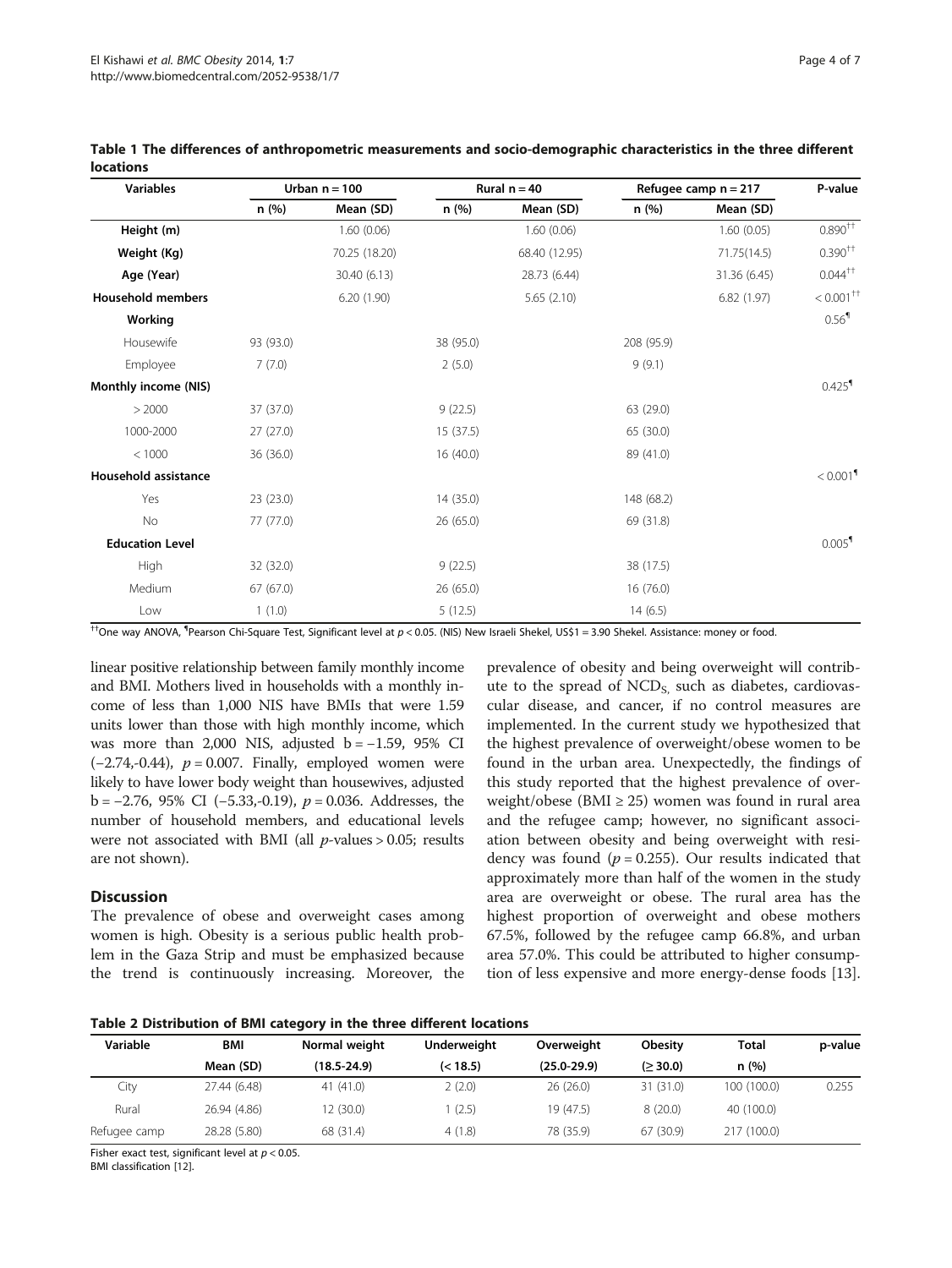**Table 1 The differences of anthropometric measurements and socio-demographic characteristics in the three different locations**

| Variables | Urban n = 100 | | Rural n = 40 | | Refugee camp n = 217 | | P-value |
|---|---|---|---|---|---|---|---|
| | n (%) | Mean (SD) | n (%) | Mean (SD) | n (%) | Mean (SD) | |
| **Height (m)** | | 1.60 (0.06) | | 1.60 (0.06) | | 1.60 (0.05) | 0.890[††] |
| **Weight (Kg)** | | 70.25 (18.20) | | 68.40 (12.95) | | 71.75(14.5) | 0.390[††] |
| **Age (Year)** | | 30.40 (6.13) | | 28.73 (6.44) | | 31.36 (6.45) | 0.044[††] |
| **Household members** | | 6.20 (1.90) | | 5.65 (2.10) | | 6.82 (1.97) | < 0.001[††] |
| **Working** | | | | | | | 0.56[¶] |
| Housewife | 93 (93.0) | | 38 (95.0) | | 208 (95.9) | | |
| Employee | 7 (7.0) | | 2 (5.0) | | 9 (9.1) | | |
| **Monthly income (NIS)** | | | | | | | 0.425[¶] |
| > 2000 | 37 (37.0) | | 9 (22.5) | | 63 (29.0) | | |
| 1000-2000 | 27 (27.0) | | 15 (37.5) | | 65 (30.0) | | |
| < 1000 | 36 (36.0) | | 16 (40.0) | | 89 (41.0) | | |
| **Household assistance** | | | | | | | < 0.001[¶] |
| Yes | 23 (23.0) | | 14 (35.0) | | 148 (68.2) | | |
| No | 77 (77.0) | | 26 (65.0) | | 69 (31.8) | | |
| **Education Level** | | | | | | | 0.005[¶] |
| High | 32 (32.0) | | 9 (22.5) | | 38 (17.5) | | |
| Medium | 67 (67.0) | | 26 (65.0) | | 16 (76.0) | | |
| Low | 1 (1.0) | | 5 (12.5) | | 14 (6.5) | | |

[††]One way ANOVA, [¶]Pearson Chi-Square Test, Significant level at $p < 0.05$. (NIS) New Israeli Shekel, US$1 = 3.90 Shekel. Assistance: money or food.

linear positive relationship between family monthly income and BMI. Mothers lived in households with a monthly income of less than 1,000 NIS have BMIs that were 1.59 units lower than those with high monthly income, which was more than 2,000 NIS, adjusted b = −1.59, 95% CI (−2.74,-0.44), $p = 0.007$. Finally, employed women were likely to have lower body weight than housewives, adjusted b = −2.76, 95% CI (−5.33,-0.19), $p = 0.036$. Addresses, the number of household members, and educational levels were not associated with BMI (all *p*-values > 0.05; results are not shown).

## Discussion

The prevalence of obese and overweight cases among women is high. Obesity is a serious public health problem in the Gaza Strip and must be emphasized because the trend is continuously increasing. Moreover, the prevalence of obesity and being overweight will contribute to the spread of $NCD_{S,}$ such as diabetes, cardiovascular disease, and cancer, if no control measures are implemented. In the current study we hypothesized that the highest prevalence of overweight/obese women to be found in the urban area. Unexpectedly, the findings of this study reported that the highest prevalence of overweight/obese (BMI ≥ 25) women was found in rural area and the refugee camp; however, no significant association between obesity and being overweight with residency was found ($p = 0.255$). Our results indicated that approximately more than half of the women in the study area are overweight or obese. The rural area has the highest proportion of overweight and obese mothers 67.5%, followed by the refugee camp 66.8%, and urban area 57.0%. This could be attributed to higher consumption of less expensive and more energy-dense foods [13].

**Table 2 Distribution of BMI category in the three different locations**

| Variable | BMI | Normal weight | Underweight | Overweight | Obesity | Total | p-value |
|---|---|---|---|---|---|---|---|
| | Mean (SD) | (18.5-24.9) | (< 18.5) | (25.0-29.9) | (≥ 30.0) | n (%) | |
| City | 27.44 (6.48) | 41 (41.0) | 2 (2.0) | 26 (26.0) | 31 (31.0) | 100 (100.0) | 0.255 |
| Rural | 26.94 (4.86) | 12 (30.0) | 1 (2.5) | 19 (47.5) | 8 (20.0) | 40 (100.0) | |
| Refugee camp | 28.28 (5.80) | 68 (31.4) | 4 (1.8) | 78 (35.9) | 67 (30.9) | 217 (100.0) | |

Fisher exact test, significant level at $p < 0.05$.
BMI classification [12].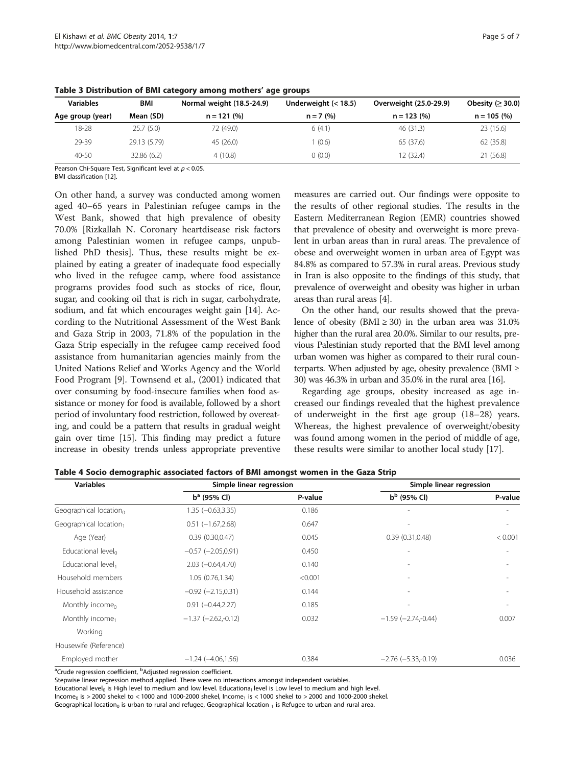**Table 3 Distribution of BMI category among mothers' age groups**

| Variables | BMI | Normal weight (18.5-24.9) | Underweight (< 18.5) | Overweight (25.0-29.9) | Obesity (≥ 30.0) |
|---|---|---|---|---|---|
| Age group (year) | Mean (SD) | n = 121 (%) | n = 7 (%) | n = 123 (%) | n = 105 (%) |
| 18-28 | 25.7 (5.0) | 72 (49.0) | 6 (4.1) | 46 (31.3) | 23 (15.6) |
| 29-39 | 29.13 (5.79) | 45 (26.0) | 1 (0.6) | 65 (37.6) | 62 (35.8) |
| 40-50 | 32.86 (6.2) | 4 (10.8) | 0 (0.0) | 12 (32.4) | 21 (56.8) |

Pearson Chi-Square Test, Significant level at $p < 0.05$.
BMI classification [12].

On other hand, a survey was conducted among women aged 40–65 years in Palestinian refugee camps in the West Bank, showed that high prevalence of obesity 70.0% [Rizkallah N. Coronary heartdisease risk factors among Palestinian women in refugee camps, unpublished PhD thesis]. Thus, these results might be explained by eating a greater of inadequate food especially who lived in the refugee camp, where food assistance programs provides food such as stocks of rice, flour, sugar, and cooking oil that is rich in sugar, carbohydrate, sodium, and fat which encourages weight gain [14]. According to the Nutritional Assessment of the West Bank and Gaza Strip in 2003, 71.8% of the population in the Gaza Strip especially in the refugee camp received food assistance from humanitarian agencies mainly from the United Nations Relief and Works Agency and the World Food Program [9]. Townsend et al., (2001) indicated that over consuming by food-insecure families when food assistance or money for food is available, followed by a short period of involuntary food restriction, followed by overeating, and could be a pattern that results in gradual weight gain over time [15]. This finding may predict a future increase in obesity trends unless appropriate preventive measures are carried out. Our findings were opposite to the results of other regional studies. The results in the Eastern Mediterranean Region (EMR) countries showed that prevalence of obesity and overweight is more prevalent in urban areas than in rural areas. The prevalence of obese and overweight women in urban area of Egypt was 84.8% as compared to 57.3% in rural areas. Previous study in Iran is also opposite to the findings of this study, that prevalence of overweight and obesity was higher in urban areas than rural areas [4].

On the other hand, our results showed that the prevalence of obesity (BMI ≥ 30) in the urban area was 31.0% higher than the rural area 20.0%. Similar to our results, previous Palestinian study reported that the BMI level among urban women was higher as compared to their rural counterparts. When adjusted by age, obesity prevalence (BMI ≥ 30) was 46.3% in urban and 35.0% in the rural area [16].

Regarding age groups, obesity increased as age increased our findings revealed that the highest prevalence of underweight in the first age group (18–28) years. Whereas, the highest prevalence of overweight/obesity was found among women in the period of middle of age, these results were similar to another local study [17].

**Table 4 Socio demographic associated factors of BMI amongst women in the Gaza Strip**

| Variables | Simple linear regression | | Simple linear regression | |
|---|---|---|---|---|
| | $b^a$ (95% CI) | P-value | $b^b$ (95% CI) | P-value |
| Geographical location$_0$ | 1.35 (−0.63,3.35) | 0.186 | - | - |
| Geographical location$_1$ | 0.51 (−1.67,2.68) | 0.647 | - | - |
| Age (Year) | 0.39 (0.30,0.47) | 0.045 | 0.39 (0.31,0.48) | < 0.001 |
| Educational level$_0$ | −0.57 (−2.05,0.91) | 0.450 | - | - |
| Educational level$_1$ | 2.03 (−0.64,4.70) | 0.140 | - | - |
| Household members | 1.05 (0.76,1.34) | <0.001 | - | - |
| Household assistance | −0.92 (−2.15,0.31) | 0.144 | - | - |
| Monthly income$_0$ | 0.91 (−0.44,2.27) | 0.185 | - | - |
| Monthly income$_1$ | −1.37 (−2.62,-0.12) | 0.032 | −1.59 (−2.74,-0.44) | 0.007 |
| Working | | | | |
| Housewife (Reference) | | | | |
| Employed mother | −1.24 (−4.06,1.56) | 0.384 | −2.76 (−5.33,-0.19) | 0.036 |

[a]Crude regression coefficient, [b]Adjusted regression coefficient.
Stepwise linear regression method applied. There were no interactions amongst independent variables.
Educational level$_0$ is High level to medium and low level. Educational$_1$ level is Low level to medium and high level.
Income$_0$ is > 2000 shekel to < 1000 and 1000-2000 shekel, Income$_1$ is < 1000 shekel to > 2000 and 1000-2000 shekel.
Geographical location$_0$ is urban to rural and refugee, Geographical location $_1$ is Refugee to urban and rural area.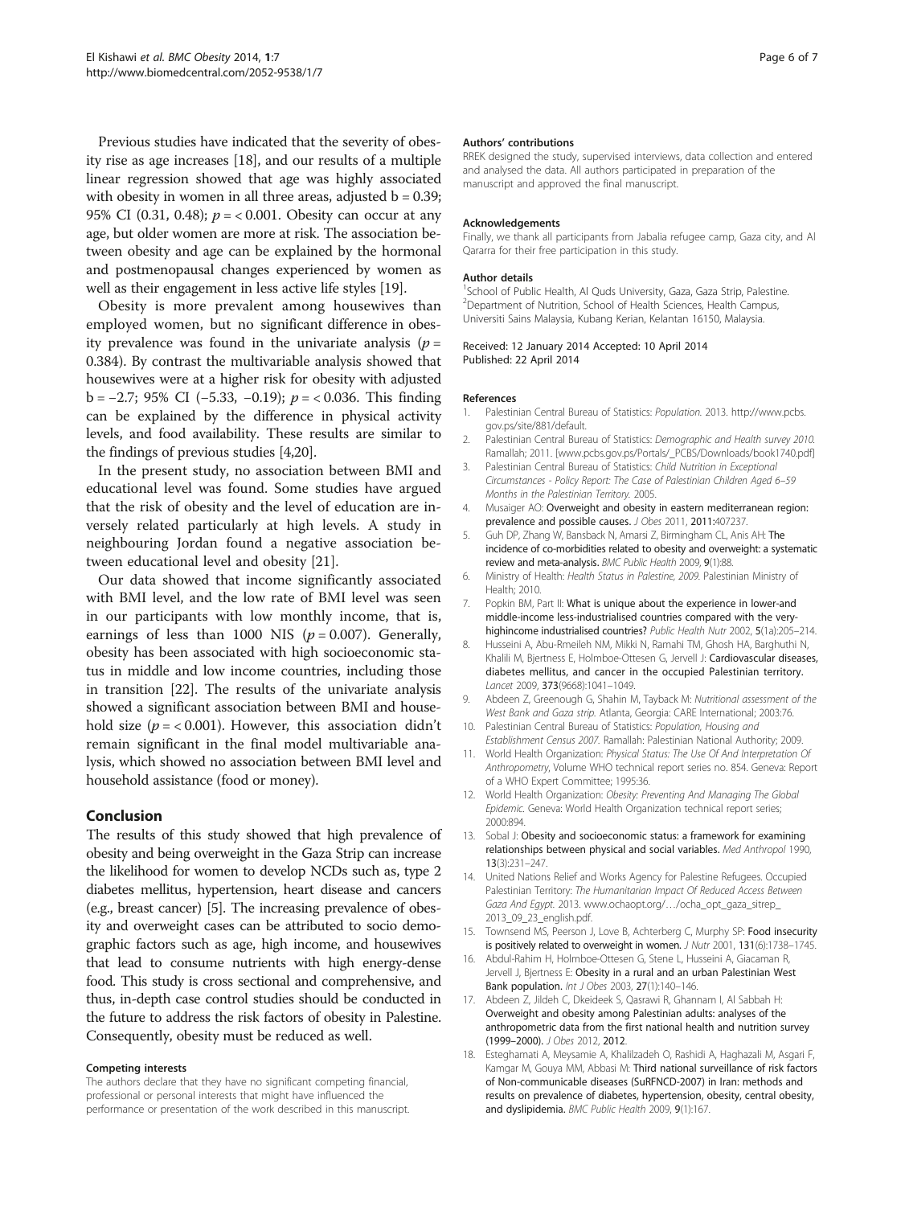Previous studies have indicated that the severity of obesity rise as age increases [18], and our results of a multiple linear regression showed that age was highly associated with obesity in women in all three areas, adjusted b = 0.39; 95% CI (0.31, 0.48); $p = < 0.001$. Obesity can occur at any age, but older women are more at risk. The association between obesity and age can be explained by the hormonal and postmenopausal changes experienced by women as well as their engagement in less active life styles [19].

Obesity is more prevalent among housewives than employed women, but no significant difference in obesity prevalence was found in the univariate analysis ($p = 0.384$). By contrast the multivariable analysis showed that housewives were at a higher risk for obesity with adjusted b = −2.7; 95% CI (−5.33, −0.19); $p = < 0.036$. This finding can be explained by the difference in physical activity levels, and food availability. These results are similar to the findings of previous studies [4,20].

In the present study, no association between BMI and educational level was found. Some studies have argued that the risk of obesity and the level of education are inversely related particularly at high levels. A study in neighbouring Jordan found a negative association between educational level and obesity [21].

Our data showed that income significantly associated with BMI level, and the low rate of BMI level was seen in our participants with low monthly income, that is, earnings of less than 1000 NIS ($p = 0.007$). Generally, obesity has been associated with high socioeconomic status in middle and low income countries, including those in transition [22]. The results of the univariate analysis showed a significant association between BMI and household size ($p = < 0.001$). However, this association didn't remain significant in the final model multivariable analysis, which showed no association between BMI level and household assistance (food or money).

## Conclusion

The results of this study showed that high prevalence of obesity and being overweight in the Gaza Strip can increase the likelihood for women to develop NCDs such as, type 2 diabetes mellitus, hypertension, heart disease and cancers (e.g., breast cancer) [5]. The increasing prevalence of obesity and overweight cases can be attributed to socio demographic factors such as age, high income, and housewives that lead to consume nutrients with high energy-dense food. This study is cross sectional and comprehensive, and thus, in-depth case control studies should be conducted in the future to address the risk factors of obesity in Palestine. Consequently, obesity must be reduced as well.

#### Competing interests

The authors declare that they have no significant competing financial, professional or personal interests that might have influenced the performance or presentation of the work described in this manuscript.

#### Authors' contributions

RREK designed the study, supervised interviews, data collection and entered and analysed the data. All authors participated in preparation of the manuscript and approved the final manuscript.

#### Acknowledgements

Finally, we thank all participants from Jabalia refugee camp, Gaza city, and Al Qararra for their free participation in this study.

#### Author details

[1]School of Public Health, Al Quds University, Gaza, Gaza Strip, Palestine. [2]Department of Nutrition, School of Health Sciences, Health Campus, Universiti Sains Malaysia, Kubang Kerian, Kelantan 16150, Malaysia.

Received: 12 January 2014 Accepted: 10 April 2014
Published: 22 April 2014

#### References

1. Palestinian Central Bureau of Statistics: *Population.* 2013. http://www.pcbs.gov.ps/site/881/default.
2. Palestinian Central Bureau of Statistics: *Demographic and Health survey 2010.* Ramallah; 2011. [www.pcbs.gov.ps/Portals/_PCBS/Downloads/book1740.pdf]
3. Palestinian Central Bureau of Statistics: *Child Nutrition in Exceptional Circumstances - Policy Report: The Case of Palestinian Children Aged 6–59 Months in the Palestinian Territory.* 2005.
4. Musaiger AO: **Overweight and obesity in eastern mediterranean region: prevalence and possible causes.** *J Obes* 2011, **2011**:407237.
5. Guh DP, Zhang W, Bansback N, Amarsi Z, Birmingham CL, Anis AH: **The incidence of co-morbidities related to obesity and overweight: a systematic review and meta-analysis.** *BMC Public Health* 2009, **9**(1):88.
6. Ministry of Health: *Health Status in Palestine, 2009.* Palestinian Ministry of Health; 2010.
7. Popkin BM, Part II: **What is unique about the experience in lower-and middle-income less-industrialised countries compared with the very-highincome industrialised countries?** *Public Health Nutr* 2002, **5**(1a):205–214.
8. Husseini A, Abu-Rmeileh NM, Mikki N, Ramahi TM, Ghosh HA, Barghuthi N, Khalili M, Bjertness E, Holmboe-Ottesen G, Jervell J: **Cardiovascular diseases, diabetes mellitus, and cancer in the occupied Palestinian territory.** *Lancet* 2009, **373**(9668):1041–1049.
9. Abdeen Z, Greenough G, Shahin M, Tayback M: *Nutritional assessment of the West Bank and Gaza strip.* Atlanta, Georgia: CARE International; 2003:76.
10. Palestinian Central Bureau of Statistics: *Population, Housing and Establishment Census 2007.* Ramallah: Palestinian National Authority; 2009.
11. World Health Organization: *Physical Status: The Use Of And Interpretation Of Anthropometry*, Volume WHO technical report series no. 854. Geneva: Report of a WHO Expert Committee; 1995:36.
12. World Health Organization: *Obesity: Preventing And Managing The Global Epidemic.* Geneva: World Health Organization technical report series; 2000:894.
13. Sobal J: **Obesity and socioeconomic status: a framework for examining relationships between physical and social variables.** *Med Anthropol* 1990, **13**(3):231–247.
14. United Nations Relief and Works Agency for Palestine Refugees. Occupied Palestinian Territory: *The Humanitarian Impact Of Reduced Access Between Gaza And Egypt.* 2013. www.ochaopt.org/…/ocha_opt_gaza_sitrep_2013_09_23_english.pdf.
15. Townsend MS, Peerson J, Love B, Achterberg C, Murphy SP: **Food insecurity is positively related to overweight in women.** *J Nutr* 2001, **131**(6):1738–1745.
16. Abdul-Rahim H, Holmboe-Ottesen G, Stene L, Husseini A, Giacaman R, Jervell J, Bjertness E: **Obesity in a rural and an urban Palestinian West Bank population.** *Int J Obes* 2003, **27**(1):140–146.
17. Abdeen Z, Jildeh C, Dkeideek S, Qasrawi R, Ghannam I, Al Sabbah H: **Overweight and obesity among Palestinian adults: analyses of the anthropometric data from the first national health and nutrition survey (1999–2000).** *J Obes* 2012, **2012**.
18. Esteghamati A, Meysamie A, Khalilzadeh O, Rashidi A, Haghazali M, Asgari F, Kamgar M, Gouya MM, Abbasi M: **Third national surveillance of risk factors of Non-communicable diseases (SuRFNCD-2007) in Iran: methods and results on prevalence of diabetes, hypertension, obesity, central obesity, and dyslipidemia.** *BMC Public Health* 2009, **9**(1):167.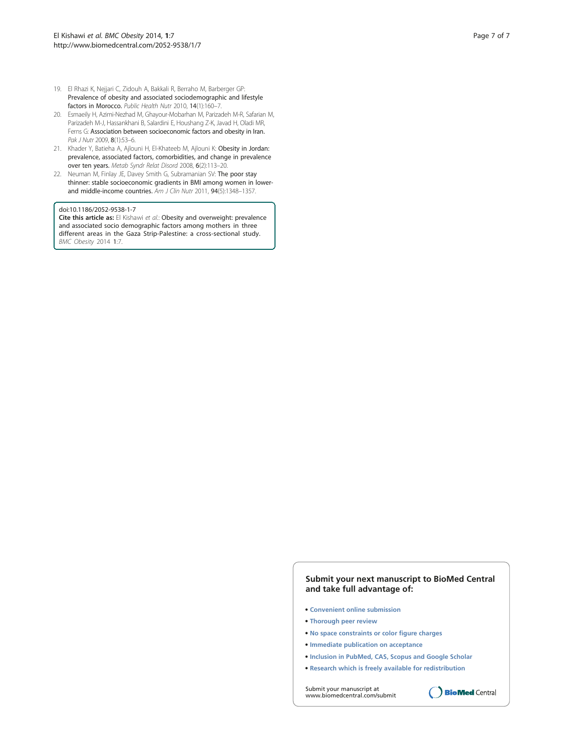19. El Rhazi K, Nejjari C, Zidouh A, Bakkali R, Berraho M, Barberger GP: **Prevalence of obesity and associated sociodemographic and lifestyle factors in Morocco.** *Public Health Nutr* 2010, **14**(1):160–7.
20. Esmaeily H, Azimi-Nezhad M, Ghayour-Mobarhan M, Parizadeh M-R, Safarian M, Parizadeh M-J, Hassankhani B, Salardini E, Houshang Z-K, Javad H, Oladi MR, Ferns G: **Association between socioeconomic factors and obesity in Iran.** *Pak J Nutr* 2009, **8**(1):53–6.
21. Khader Y, Batieha A, Ajlouni H, El-Khateeb M, Ajlouni K: **Obesity in Jordan: prevalence, associated factors, comorbidities, and change in prevalence over ten years.** *Metab Syndr Relat Disord* 2008, **6**(2):113–20.
22. Neuman M, Finlay JE, Davey Smith G, Subramanian SV: **The poor stay thinner: stable socioeconomic gradients in BMI among women in lower- and middle-income countries.** *Am J Clin Nutr* 2011, **94**(5):1348–1357.

doi:10.1186/2052-9538-1-7

**Cite this article as:** El Kishawi *et al.*: Obesity and overweight: prevalence and associated socio demographic factors among mothers in three different areas in the Gaza Strip-Palestine: a cross-sectional study. *BMC Obesity* 2014 **1**:7.

**Submit your next manuscript to BioMed Central and take full advantage of:**

- **Convenient online submission**
- **Thorough peer review**
- **No space constraints or color figure charges**
- **Immediate publication on acceptance**
- **Inclusion in PubMed, CAS, Scopus and Google Scholar**
- **Research which is freely available for redistribution**

Submit your manuscript at
www.biomedcentral.com/submit

BioMed Central